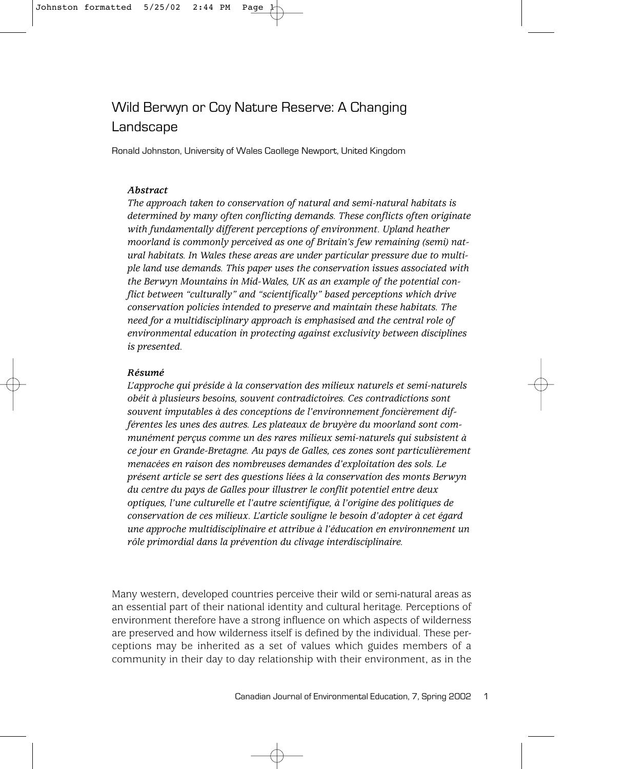# Wild Berwyn or Coy Nature Reserve: A Changing Landscape

Ronald Johnston, University of Wales Caollege Newport, United Kingdom

***Abstract***

*The approach taken to conservation of natural and semi-natural habitats is determined by many often conflicting demands. These conflicts often originate with fundamentally different perceptions of environment. Upland heather moorland is commonly perceived as one of Britain's few remaining (semi) natural habitats. In Wales these areas are under particular pressure due to multiple land use demands. This paper uses the conservation issues associated with the Berwyn Mountains in Mid-Wales, UK as an example of the potential conflict between "culturally" and "scientifically" based perceptions which drive conservation policies intended to preserve and maintain these habitats. The need for a multidisciplinary approach is emphasised and the central role of environmental education in protecting against exclusivity between disciplines is presented.*

***Résumé***

*L'approche qui préside à la conservation des milieux naturels et semi-naturels obéit à plusieurs besoins, souvent contradictoires. Ces contradictions sont souvent imputables à des conceptions de l'environnement foncièrement différentes les unes des autres. Les plateaux de bruyère du moorland sont communément perçus comme un des rares milieux semi-naturels qui subsistent à ce jour en Grande-Bretagne. Au pays de Galles, ces zones sont particulièrement menacées en raison des nombreuses demandes d'exploitation des sols. Le présent article se sert des questions liées à la conservation des monts Berwyn du centre du pays de Galles pour illustrer le conflit potentiel entre deux optiques, l'une culturelle et l'autre scientifique, à l'origine des politiques de conservation de ces milieux. L'article souligne le besoin d'adopter à cet égard une approche multidisciplinaire et attribue à l'éducation en environnement un rôle primordial dans la prévention du clivage interdisciplinaire.*

Many western, developed countries perceive their wild or semi-natural areas as an essential part of their national identity and cultural heritage. Perceptions of environment therefore have a strong influence on which aspects of wilderness are preserved and how wilderness itself is defined by the individual. These perceptions may be inherited as a set of values which guides members of a community in their day to day relationship with their environment, as in the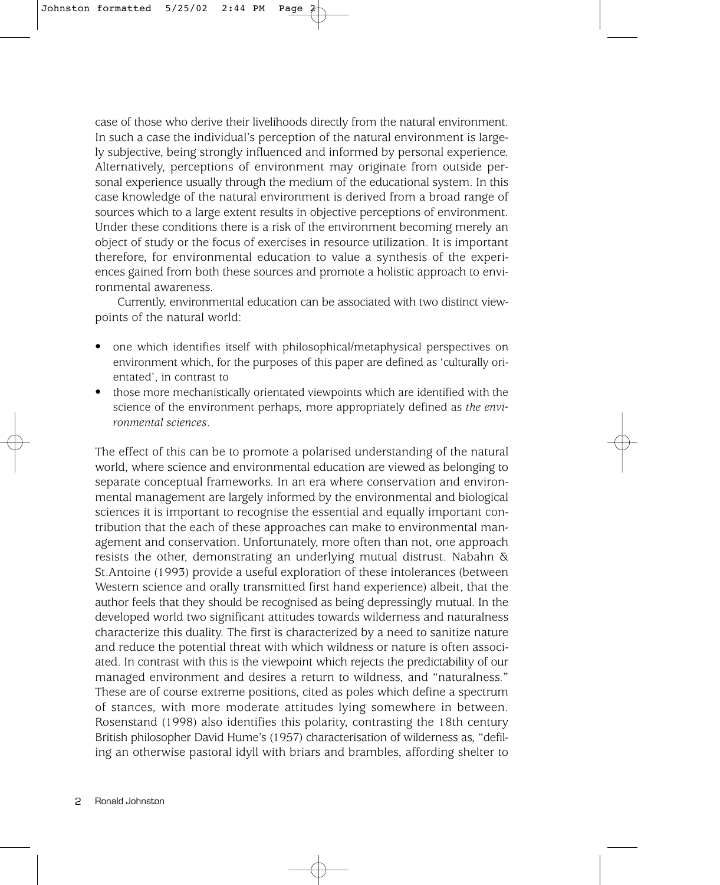case of those who derive their livelihoods directly from the natural environment. In such a case the individual's perception of the natural environment is largely subjective, being strongly influenced and informed by personal experience. Alternatively, perceptions of environment may originate from outside personal experience usually through the medium of the educational system. In this case knowledge of the natural environment is derived from a broad range of sources which to a large extent results in objective perceptions of environment. Under these conditions there is a risk of the environment becoming merely an object of study or the focus of exercises in resource utilization. It is important therefore, for environmental education to value a synthesis of the experiences gained from both these sources and promote a holistic approach to environmental awareness.

Currently, environmental education can be associated with two distinct viewpoints of the natural world:

- one which identifies itself with philosophical/metaphysical perspectives on environment which, for the purposes of this paper are defined as 'culturally orientated', in contrast to
- those more mechanistically orientated viewpoints which are identified with the science of the environment perhaps, more appropriately defined as *the environmental sciences*.

The effect of this can be to promote a polarised understanding of the natural world, where science and environmental education are viewed as belonging to separate conceptual frameworks. In an era where conservation and environmental management are largely informed by the environmental and biological sciences it is important to recognise the essential and equally important contribution that the each of these approaches can make to environmental management and conservation. Unfortunately, more often than not, one approach resists the other, demonstrating an underlying mutual distrust. Nabahn & St.Antoine (1993) provide a useful exploration of these intolerances (between Western science and orally transmitted first hand experience) albeit, that the author feels that they should be recognised as being depressingly mutual. In the developed world two significant attitudes towards wilderness and naturalness characterize this duality. The first is characterized by a need to sanitize nature and reduce the potential threat with which wildness or nature is often associated. In contrast with this is the viewpoint which rejects the predictability of our managed environment and desires a return to wildness, and "naturalness." These are of course extreme positions, cited as poles which define a spectrum of stances, with more moderate attitudes lying somewhere in between. Rosenstand (1998) also identifies this polarity, contrasting the 18th century British philosopher David Hume's (1957) characterisation of wilderness as, "defiling an otherwise pastoral idyll with briars and brambles, affording shelter to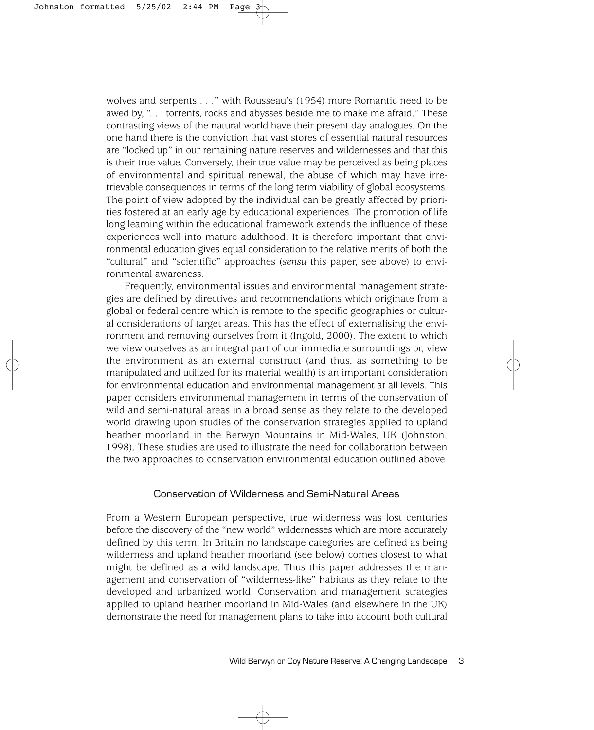wolves and serpents . . ." with Rousseau's (1954) more Romantic need to be awed by, ". . . torrents, rocks and abysses beside me to make me afraid." These contrasting views of the natural world have their present day analogues. On the one hand there is the conviction that vast stores of essential natural resources are "locked up" in our remaining nature reserves and wildernesses and that this is their true value. Conversely, their true value may be perceived as being places of environmental and spiritual renewal, the abuse of which may have irretrievable consequences in terms of the long term viability of global ecosystems. The point of view adopted by the individual can be greatly affected by priorities fostered at an early age by educational experiences. The promotion of life long learning within the educational framework extends the influence of these experiences well into mature adulthood. It is therefore important that environmental education gives equal consideration to the relative merits of both the "cultural" and "scientific" approaches (*sensu* this paper, see above) to environmental awareness.

Frequently, environmental issues and environmental management strategies are defined by directives and recommendations which originate from a global or federal centre which is remote to the specific geographies or cultural considerations of target areas. This has the effect of externalising the environment and removing ourselves from it (Ingold, 2000). The extent to which we view ourselves as an integral part of our immediate surroundings or, view the environment as an external construct (and thus, as something to be manipulated and utilized for its material wealth) is an important consideration for environmental education and environmental management at all levels. This paper considers environmental management in terms of the conservation of wild and semi-natural areas in a broad sense as they relate to the developed world drawing upon studies of the conservation strategies applied to upland heather moorland in the Berwyn Mountains in Mid-Wales, UK (Johnston, 1998). These studies are used to illustrate the need for collaboration between the two approaches to conservation environmental education outlined above.

## Conservation of Wilderness and Semi-Natural Areas

From a Western European perspective, true wilderness was lost centuries before the discovery of the "new world" wildernesses which are more accurately defined by this term. In Britain no landscape categories are defined as being wilderness and upland heather moorland (see below) comes closest to what might be defined as a wild landscape. Thus this paper addresses the management and conservation of "wilderness-like" habitats as they relate to the developed and urbanized world. Conservation and management strategies applied to upland heather moorland in Mid-Wales (and elsewhere in the UK) demonstrate the need for management plans to take into account both cultural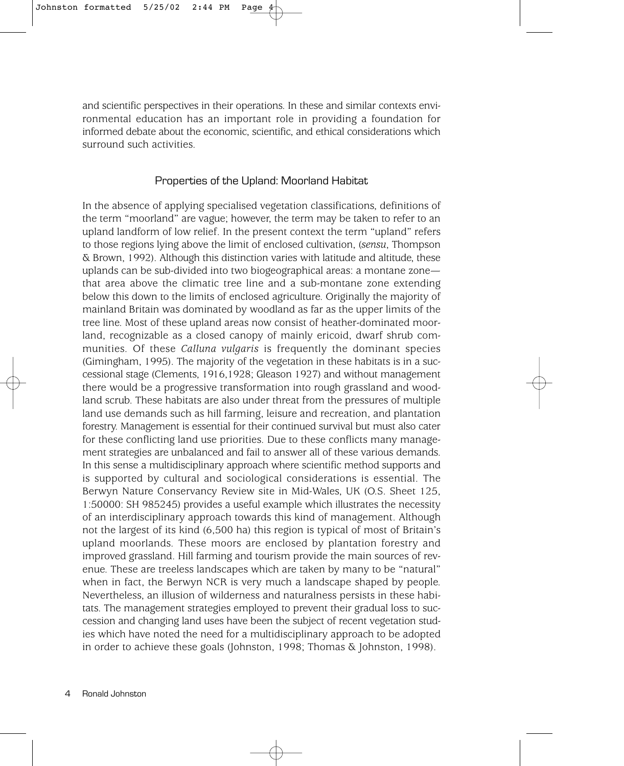and scientific perspectives in their operations. In these and similar contexts environmental education has an important role in providing a foundation for informed debate about the economic, scientific, and ethical considerations which surround such activities.

## Properties of the Upland: Moorland Habitat

In the absence of applying specialised vegetation classifications, definitions of the term "moorland" are vague; however, the term may be taken to refer to an upland landform of low relief. In the present context the term "upland" refers to those regions lying above the limit of enclosed cultivation, (*sensu*, Thompson & Brown, 1992). Although this distinction varies with latitude and altitude, these uplands can be sub-divided into two biogeographical areas: a montane zone—that area above the climatic tree line and a sub-montane zone extending below this down to the limits of enclosed agriculture. Originally the majority of mainland Britain was dominated by woodland as far as the upper limits of the tree line. Most of these upland areas now consist of heather-dominated moorland, recognizable as a closed canopy of mainly ericoid, dwarf shrub communities. Of these *Calluna vulgaris* is frequently the dominant species (Gimingham, 1995). The majority of the vegetation in these habitats is in a successional stage (Clements, 1916,1928; Gleason 1927) and without management there would be a progressive transformation into rough grassland and woodland scrub. These habitats are also under threat from the pressures of multiple land use demands such as hill farming, leisure and recreation, and plantation forestry. Management is essential for their continued survival but must also cater for these conflicting land use priorities. Due to these conflicts many management strategies are unbalanced and fail to answer all of these various demands. In this sense a multidisciplinary approach where scientific method supports and is supported by cultural and sociological considerations is essential. The Berwyn Nature Conservancy Review site in Mid-Wales, UK (O.S. Sheet 125, 1:50000: SH 985245) provides a useful example which illustrates the necessity of an interdisciplinary approach towards this kind of management. Although not the largest of its kind (6,500 ha) this region is typical of most of Britain's upland moorlands. These moors are enclosed by plantation forestry and improved grassland. Hill farming and tourism provide the main sources of revenue. These are treeless landscapes which are taken by many to be "natural" when in fact, the Berwyn NCR is very much a landscape shaped by people. Nevertheless, an illusion of wilderness and naturalness persists in these habitats. The management strategies employed to prevent their gradual loss to succession and changing land uses have been the subject of recent vegetation studies which have noted the need for a multidisciplinary approach to be adopted in order to achieve these goals (Johnston, 1998; Thomas & Johnston, 1998).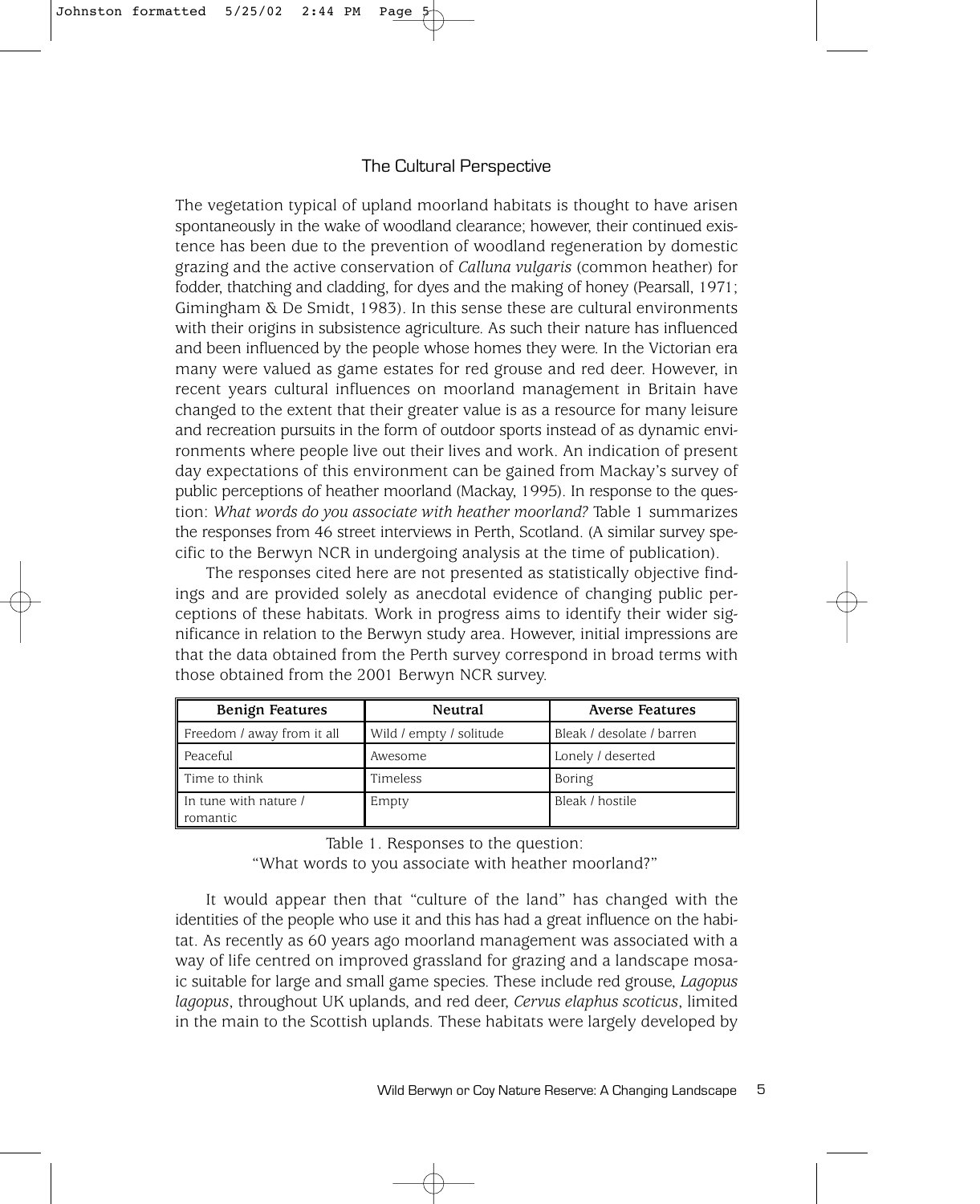## The Cultural Perspective

The vegetation typical of upland moorland habitats is thought to have arisen spontaneously in the wake of woodland clearance; however, their continued existence has been due to the prevention of woodland regeneration by domestic grazing and the active conservation of *Calluna vulgaris* (common heather) for fodder, thatching and cladding, for dyes and the making of honey (Pearsall, 1971; Gimingham & De Smidt, 1983). In this sense these are cultural environments with their origins in subsistence agriculture. As such their nature has influenced and been influenced by the people whose homes they were. In the Victorian era many were valued as game estates for red grouse and red deer. However, in recent years cultural influences on moorland management in Britain have changed to the extent that their greater value is as a resource for many leisure and recreation pursuits in the form of outdoor sports instead of as dynamic environments where people live out their lives and work. An indication of present day expectations of this environment can be gained from Mackay's survey of public perceptions of heather moorland (Mackay, 1995). In response to the question: *What words do you associate with heather moorland?* Table 1 summarizes the responses from 46 street interviews in Perth, Scotland. (A similar survey specific to the Berwyn NCR in undergoing analysis at the time of publication).

The responses cited here are not presented as statistically objective findings and are provided solely as anecdotal evidence of changing public perceptions of these habitats. Work in progress aims to identify their wider significance in relation to the Berwyn study area. However, initial impressions are that the data obtained from the Perth survey correspond in broad terms with those obtained from the 2001 Berwyn NCR survey.

| Benign Features | Neutral | Averse Features |
|---|---|---|
| Freedom / away from it all | Wild / empty / solitude | Bleak / desolate / barren |
| Peaceful | Awesome | Lonely / deserted |
| Time to think | Timeless | Boring |
| In tune with nature / romantic | Empty | Bleak / hostile |

Table 1. Responses to the question:
"What words to you associate with heather moorland?"

It would appear then that "culture of the land" has changed with the identities of the people who use it and this has had a great influence on the habitat. As recently as 60 years ago moorland management was associated with a way of life centred on improved grassland for grazing and a landscape mosaic suitable for large and small game species. These include red grouse, *Lagopus lagopus*, throughout UK uplands, and red deer, *Cervus elaphus scoticus*, limited in the main to the Scottish uplands. These habitats were largely developed by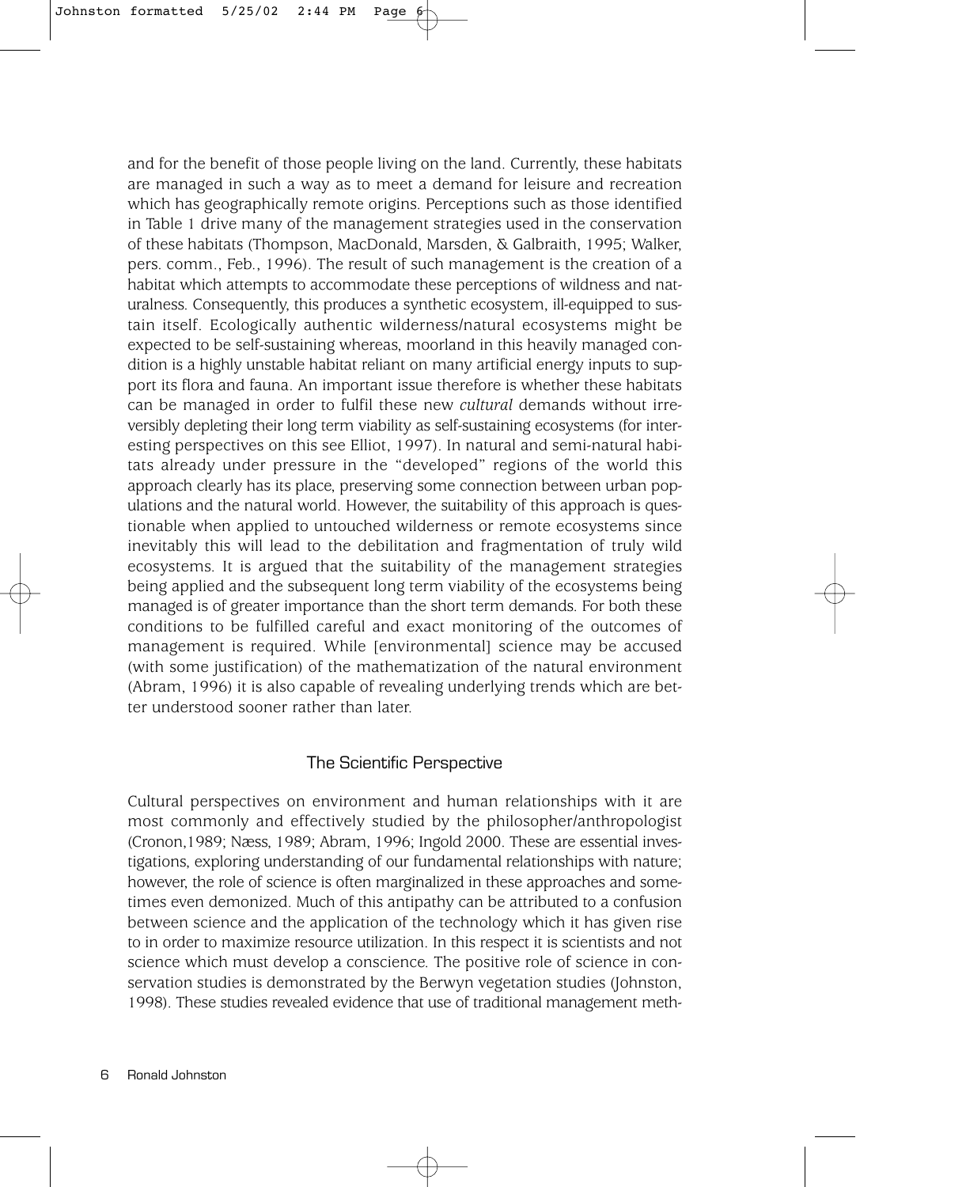and for the benefit of those people living on the land. Currently, these habitats are managed in such a way as to meet a demand for leisure and recreation which has geographically remote origins. Perceptions such as those identified in Table 1 drive many of the management strategies used in the conservation of these habitats (Thompson, MacDonald, Marsden, & Galbraith, 1995; Walker, pers. comm., Feb., 1996). The result of such management is the creation of a habitat which attempts to accommodate these perceptions of wildness and naturalness. Consequently, this produces a synthetic ecosystem, ill-equipped to sustain itself. Ecologically authentic wilderness/natural ecosystems might be expected to be self-sustaining whereas, moorland in this heavily managed condition is a highly unstable habitat reliant on many artificial energy inputs to support its flora and fauna. An important issue therefore is whether these habitats can be managed in order to fulfil these new *cultural* demands without irreversibly depleting their long term viability as self-sustaining ecosystems (for interesting perspectives on this see Elliot, 1997). In natural and semi-natural habitats already under pressure in the "developed" regions of the world this approach clearly has its place, preserving some connection between urban populations and the natural world. However, the suitability of this approach is questionable when applied to untouched wilderness or remote ecosystems since inevitably this will lead to the debilitation and fragmentation of truly wild ecosystems. It is argued that the suitability of the management strategies being applied and the subsequent long term viability of the ecosystems being managed is of greater importance than the short term demands. For both these conditions to be fulfilled careful and exact monitoring of the outcomes of management is required. While [environmental] science may be accused (with some justification) of the mathematization of the natural environment (Abram, 1996) it is also capable of revealing underlying trends which are better understood sooner rather than later.

## The Scientific Perspective

Cultural perspectives on environment and human relationships with it are most commonly and effectively studied by the philosopher/anthropologist (Cronon,1989; Næss, 1989; Abram, 1996; Ingold 2000. These are essential investigations, exploring understanding of our fundamental relationships with nature; however, the role of science is often marginalized in these approaches and sometimes even demonized. Much of this antipathy can be attributed to a confusion between science and the application of the technology which it has given rise to in order to maximize resource utilization. In this respect it is scientists and not science which must develop a conscience. The positive role of science in conservation studies is demonstrated by the Berwyn vegetation studies (Johnston, 1998). These studies revealed evidence that use of traditional management meth-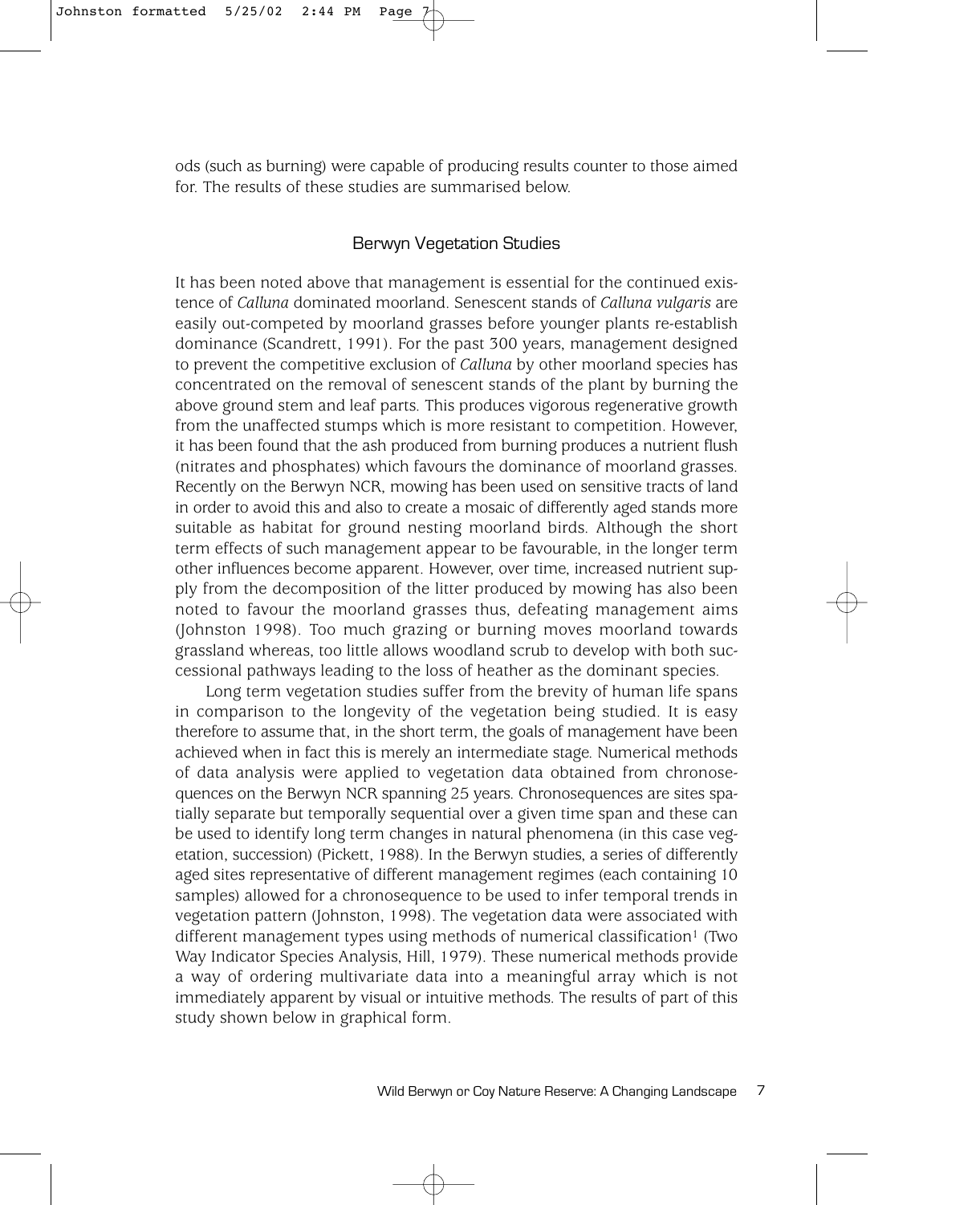ods (such as burning) were capable of producing results counter to those aimed for. The results of these studies are summarised below.

## Berwyn Vegetation Studies

It has been noted above that management is essential for the continued existence of *Calluna* dominated moorland. Senescent stands of *Calluna vulgaris* are easily out-competed by moorland grasses before younger plants re-establish dominance (Scandrett, 1991). For the past 300 years, management designed to prevent the competitive exclusion of *Calluna* by other moorland species has concentrated on the removal of senescent stands of the plant by burning the above ground stem and leaf parts. This produces vigorous regenerative growth from the unaffected stumps which is more resistant to competition. However, it has been found that the ash produced from burning produces a nutrient flush (nitrates and phosphates) which favours the dominance of moorland grasses. Recently on the Berwyn NCR, mowing has been used on sensitive tracts of land in order to avoid this and also to create a mosaic of differently aged stands more suitable as habitat for ground nesting moorland birds. Although the short term effects of such management appear to be favourable, in the longer term other influences become apparent. However, over time, increased nutrient supply from the decomposition of the litter produced by mowing has also been noted to favour the moorland grasses thus, defeating management aims (Johnston 1998). Too much grazing or burning moves moorland towards grassland whereas, too little allows woodland scrub to develop with both successional pathways leading to the loss of heather as the dominant species.

Long term vegetation studies suffer from the brevity of human life spans in comparison to the longevity of the vegetation being studied. It is easy therefore to assume that, in the short term, the goals of management have been achieved when in fact this is merely an intermediate stage. Numerical methods of data analysis were applied to vegetation data obtained from chronosequences on the Berwyn NCR spanning 25 years. Chronosequences are sites spatially separate but temporally sequential over a given time span and these can be used to identify long term changes in natural phenomena (in this case vegetation, succession) (Pickett, 1988). In the Berwyn studies, a series of differently aged sites representative of different management regimes (each containing 10 samples) allowed for a chronosequence to be used to infer temporal trends in vegetation pattern (Johnston, 1998). The vegetation data were associated with different management types using methods of numerical classification[1] (Two Way Indicator Species Analysis, Hill, 1979). These numerical methods provide a way of ordering multivariate data into a meaningful array which is not immediately apparent by visual or intuitive methods. The results of part of this study shown below in graphical form.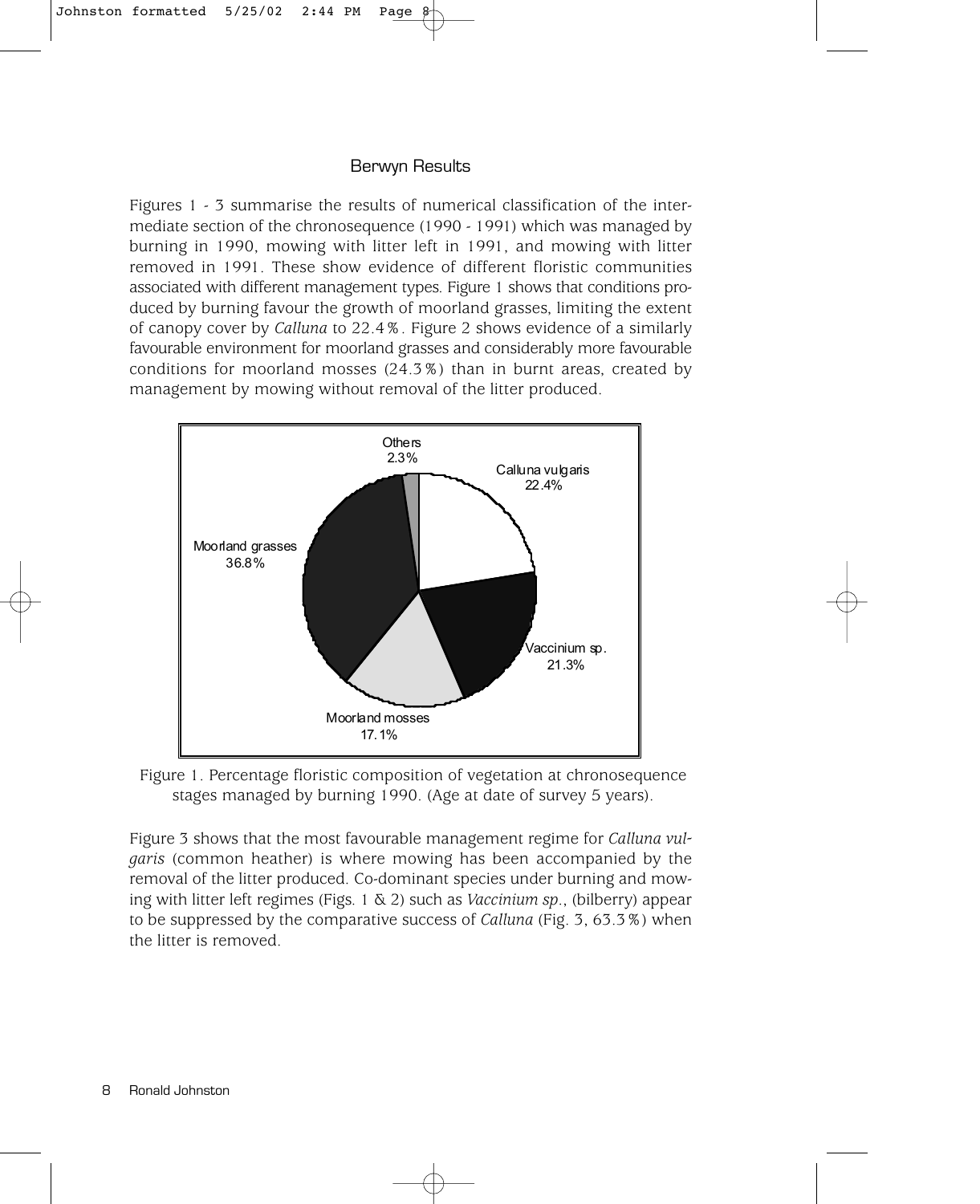## Berwyn Results

Figures 1 - 3 summarise the results of numerical classification of the intermediate section of the chronosequence (1990 - 1991) which was managed by burning in 1990, mowing with litter left in 1991, and mowing with litter removed in 1991. These show evidence of different floristic communities associated with different management types. Figure 1 shows that conditions produced by burning favour the growth of moorland grasses, limiting the extent of canopy cover by *Calluna* to 22.4%. Figure 2 shows evidence of a similarly favourable environment for moorland grasses and considerably more favourable conditions for moorland mosses (24.3%) than in burnt areas, created by management by mowing without removal of the litter produced.

Others 2.3%
Calluna vulgaris 22.4%
Vaccinium sp. 21.3%
Moorland mosses 17.1%
Moorland grasses 36.8%

Figure 1. Percentage floristic composition of vegetation at chronosequence stages managed by burning 1990. (Age at date of survey 5 years).

Figure 3 shows that the most favourable management regime for *Calluna vulgaris* (common heather) is where mowing has been accompanied by the removal of the litter produced. Co-dominant species under burning and mowing with litter left regimes (Figs. 1 & 2) such as *Vaccinium sp*., (bilberry) appear to be suppressed by the comparative success of *Calluna* (Fig. 3, 63.3%) when the litter is removed.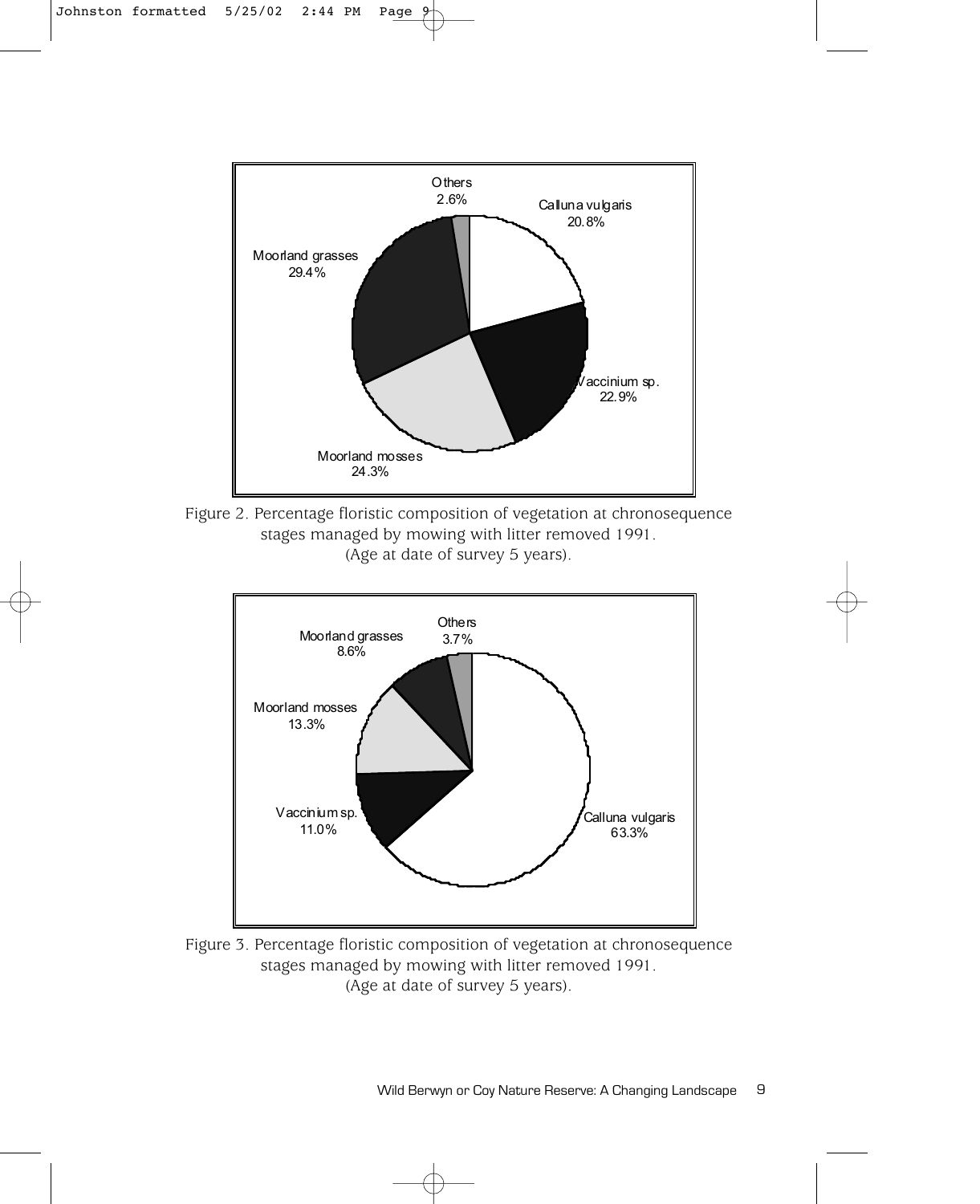Others
2.6%

Calluna vulgaris
20.8%

Moorland grasses
29.4%

Vaccinium sp.
22.9%

Moorland mosses
24.3%

Figure 2. Percentage floristic composition of vegetation at chronosequence stages managed by mowing with litter removed 1991. (Age at date of survey 5 years).

Others
3.7%

Moorland grasses
8.6%

Moorland mosses
13.3%

Vaccinium sp.
11.0%

Calluna vulgaris
63.3%

Figure 3. Percentage floristic composition of vegetation at chronosequence stages managed by mowing with litter removed 1991. (Age at date of survey 5 years).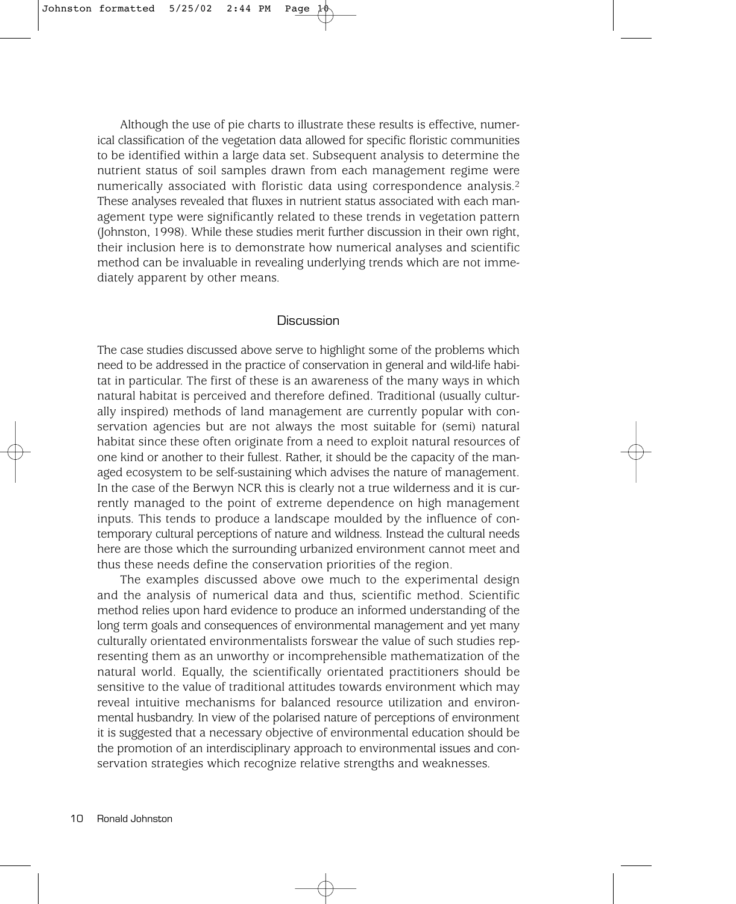Although the use of pie charts to illustrate these results is effective, numerical classification of the vegetation data allowed for specific floristic communities to be identified within a large data set. Subsequent analysis to determine the nutrient status of soil samples drawn from each management regime were numerically associated with floristic data using correspondence analysis.[2] These analyses revealed that fluxes in nutrient status associated with each management type were significantly related to these trends in vegetation pattern (Johnston, 1998). While these studies merit further discussion in their own right, their inclusion here is to demonstrate how numerical analyses and scientific method can be invaluable in revealing underlying trends which are not immediately apparent by other means.

## Discussion

The case studies discussed above serve to highlight some of the problems which need to be addressed in the practice of conservation in general and wild-life habitat in particular. The first of these is an awareness of the many ways in which natural habitat is perceived and therefore defined. Traditional (usually culturally inspired) methods of land management are currently popular with conservation agencies but are not always the most suitable for (semi) natural habitat since these often originate from a need to exploit natural resources of one kind or another to their fullest. Rather, it should be the capacity of the managed ecosystem to be self-sustaining which advises the nature of management. In the case of the Berwyn NCR this is clearly not a true wilderness and it is currently managed to the point of extreme dependence on high management inputs. This tends to produce a landscape moulded by the influence of contemporary cultural perceptions of nature and wildness. Instead the cultural needs here are those which the surrounding urbanized environment cannot meet and thus these needs define the conservation priorities of the region.

The examples discussed above owe much to the experimental design and the analysis of numerical data and thus, scientific method. Scientific method relies upon hard evidence to produce an informed understanding of the long term goals and consequences of environmental management and yet many culturally orientated environmentalists forswear the value of such studies representing them as an unworthy or incomprehensible mathematization of the natural world. Equally, the scientifically orientated practitioners should be sensitive to the value of traditional attitudes towards environment which may reveal intuitive mechanisms for balanced resource utilization and environmental husbandry. In view of the polarised nature of perceptions of environment it is suggested that a necessary objective of environmental education should be the promotion of an interdisciplinary approach to environmental issues and conservation strategies which recognize relative strengths and weaknesses.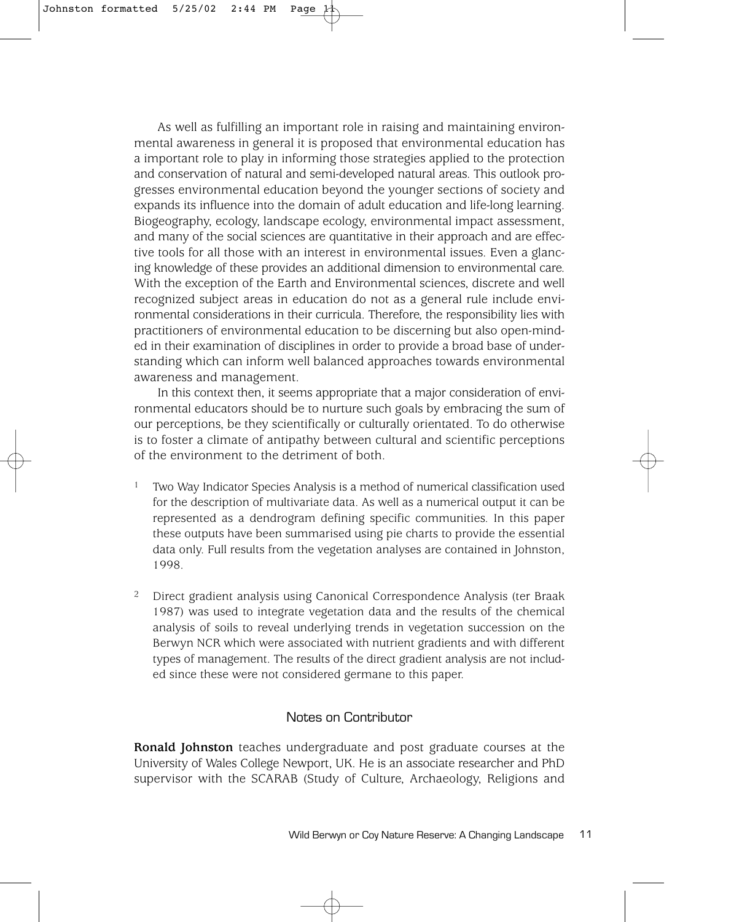As well as fulfilling an important role in raising and maintaining environmental awareness in general it is proposed that environmental education has a important role to play in informing those strategies applied to the protection and conservation of natural and semi-developed natural areas. This outlook progresses environmental education beyond the younger sections of society and expands its influence into the domain of adult education and life-long learning. Biogeography, ecology, landscape ecology, environmental impact assessment, and many of the social sciences are quantitative in their approach and are effective tools for all those with an interest in environmental issues. Even a glancing knowledge of these provides an additional dimension to environmental care. With the exception of the Earth and Environmental sciences, discrete and well recognized subject areas in education do not as a general rule include environmental considerations in their curricula. Therefore, the responsibility lies with practitioners of environmental education to be discerning but also open-minded in their examination of disciplines in order to provide a broad base of understanding which can inform well balanced approaches towards environmental awareness and management.

In this context then, it seems appropriate that a major consideration of environmental educators should be to nurture such goals by embracing the sum of our perceptions, be they scientifically or culturally orientated. To do otherwise is to foster a climate of antipathy between cultural and scientific perceptions of the environment to the detriment of both.

[1] Two Way Indicator Species Analysis is a method of numerical classification used for the description of multivariate data. As well as a numerical output it can be represented as a dendrogram defining specific communities. In this paper these outputs have been summarised using pie charts to provide the essential data only. Full results from the vegetation analyses are contained in Johnston, 1998.

[2] Direct gradient analysis using Canonical Correspondence Analysis (ter Braak 1987) was used to integrate vegetation data and the results of the chemical analysis of soils to reveal underlying trends in vegetation succession on the Berwyn NCR which were associated with nutrient gradients and with different types of management. The results of the direct gradient analysis are not included since these were not considered germane to this paper.

## Notes on Contributor

**Ronald Johnston** teaches undergraduate and post graduate courses at the University of Wales College Newport, UK. He is an associate researcher and PhD supervisor with the SCARAB (Study of Culture, Archaeology, Religions and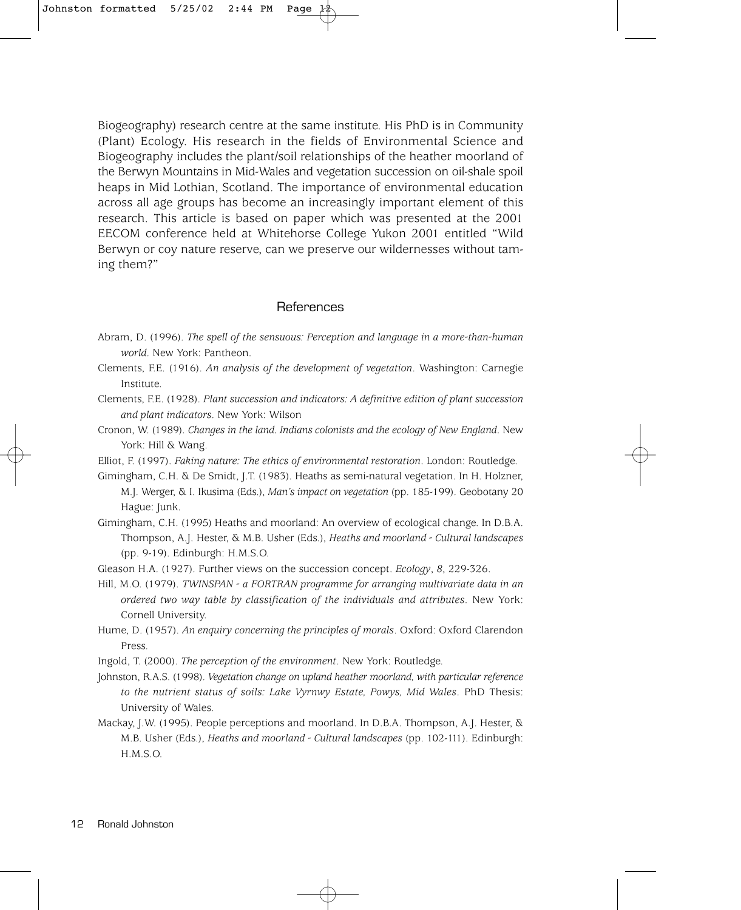Biogeography) research centre at the same institute. His PhD is in Community (Plant) Ecology. His research in the fields of Environmental Science and Biogeography includes the plant/soil relationships of the heather moorland of the Berwyn Mountains in Mid-Wales and vegetation succession on oil-shale spoil heaps in Mid Lothian, Scotland. The importance of environmental education across all age groups has become an increasingly important element of this research. This article is based on paper which was presented at the 2001 EECOM conference held at Whitehorse College Yukon 2001 entitled "Wild Berwyn or coy nature reserve, can we preserve our wildernesses without taming them?"

## References

Abram, D. (1996). *The spell of the sensuous: Perception and language in a more-than-human world*. New York: Pantheon.

Clements, F.E. (1916). *An analysis of the development of vegetation*. Washington: Carnegie Institute.

Clements, F.E. (1928). *Plant succession and indicators: A definitive edition of plant succession and plant indicators*. New York: Wilson

Cronon, W. (1989). *Changes in the land. Indians colonists and the ecology of New England*. New York: Hill & Wang.

Elliot, F. (1997). *Faking nature: The ethics of environmental restoration*. London: Routledge.

Gimingham, C.H. & De Smidt, J.T. (1983). Heaths as semi-natural vegetation. In H. Holzner, M.J. Werger, & I. Ikusima (Eds.), *Man's impact on vegetation* (pp. 185-199). Geobotany 20 Hague: Junk.

Gimingham, C.H. (1995) Heaths and moorland: An overview of ecological change. In D.B.A. Thompson, A.J. Hester, & M.B. Usher (Eds.), *Heaths and moorland - Cultural landscapes* (pp. 9-19). Edinburgh: H.M.S.O.

Gleason H.A. (1927). Further views on the succession concept. *Ecology*, *8*, 229-326.

Hill, M.O. (1979). *TWINSPAN - a FORTRAN programme for arranging multivariate data in an ordered two way table by classification of the individuals and attributes*. New York: Cornell University.

Hume, D. (1957). *An enquiry concerning the principles of morals*. Oxford: Oxford Clarendon Press.

Ingold, T. (2000). *The perception of the environment*. New York: Routledge.

Johnston, R.A.S. (1998). *Vegetation change on upland heather moorland, with particular reference to the nutrient status of soils: Lake Vyrnwy Estate, Powys, Mid Wales*. PhD Thesis: University of Wales.

Mackay, J.W. (1995). People perceptions and moorland. In D.B.A. Thompson, A.J. Hester, & M.B. Usher (Eds.), *Heaths and moorland - Cultural landscapes* (pp. 102-111). Edinburgh: H.M.S.O.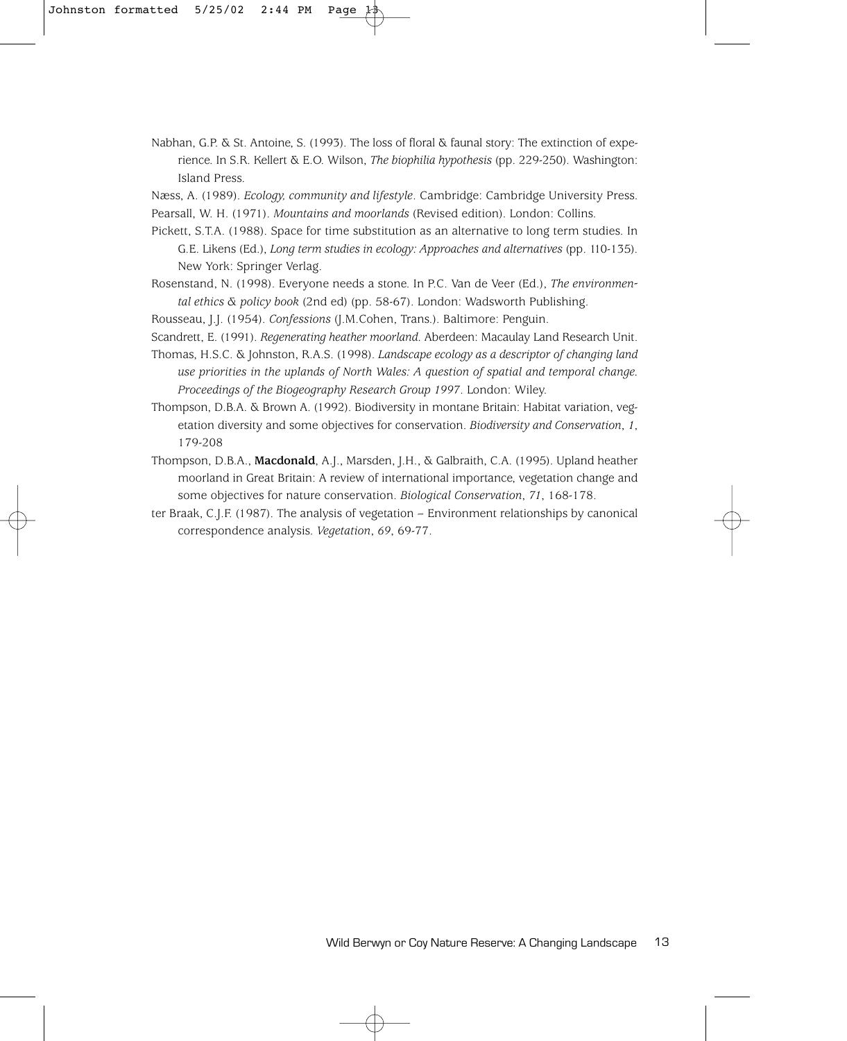Nabhan, G.P. & St. Antoine, S. (1993). The loss of floral & faunal story: The extinction of experience. In S.R. Kellert & E.O. Wilson, *The biophilia hypothesis* (pp. 229-250). Washington: Island Press.

Næss, A. (1989). *Ecology, community and lifestyle*. Cambridge: Cambridge University Press.

Pearsall, W. H. (1971). *Mountains and moorlands* (Revised edition). London: Collins.

Pickett, S.T.A. (1988). Space for time substitution as an alternative to long term studies. In G.E. Likens (Ed.), *Long term studies in ecology: Approaches and alternatives* (pp. 110-135). New York: Springer Verlag.

Rosenstand, N. (1998). Everyone needs a stone. In P.C. Van de Veer (Ed.), *The environmental ethics & policy book* (2nd ed) (pp. 58-67). London: Wadsworth Publishing.

Rousseau, J.J. (1954). *Confessions* (J.M.Cohen, Trans.). Baltimore: Penguin.

Scandrett, E. (1991). *Regenerating heather moorland.* Aberdeen: Macaulay Land Research Unit.

Thomas, H.S.C. & Johnston, R.A.S. (1998). *Landscape ecology as a descriptor of changing land use priorities in the uplands of North Wales: A question of spatial and temporal change. Proceedings of the Biogeography Research Group 1997*. London: Wiley.

Thompson, D.B.A. & Brown A. (1992). Biodiversity in montane Britain: Habitat variation, vegetation diversity and some objectives for conservation. *Biodiversity and Conservation*, *1*, 179-208

Thompson, D.B.A., **Macdonald**, A.J., Marsden, J.H., & Galbraith, C.A. (1995). Upland heather moorland in Great Britain: A review of international importance, vegetation change and some objectives for nature conservation. *Biological Conservation*, *71*, 168-178.

ter Braak, C.J.F. (1987). The analysis of vegetation – Environment relationships by canonical correspondence analysis. *Vegetation*, *69*, 69-77.